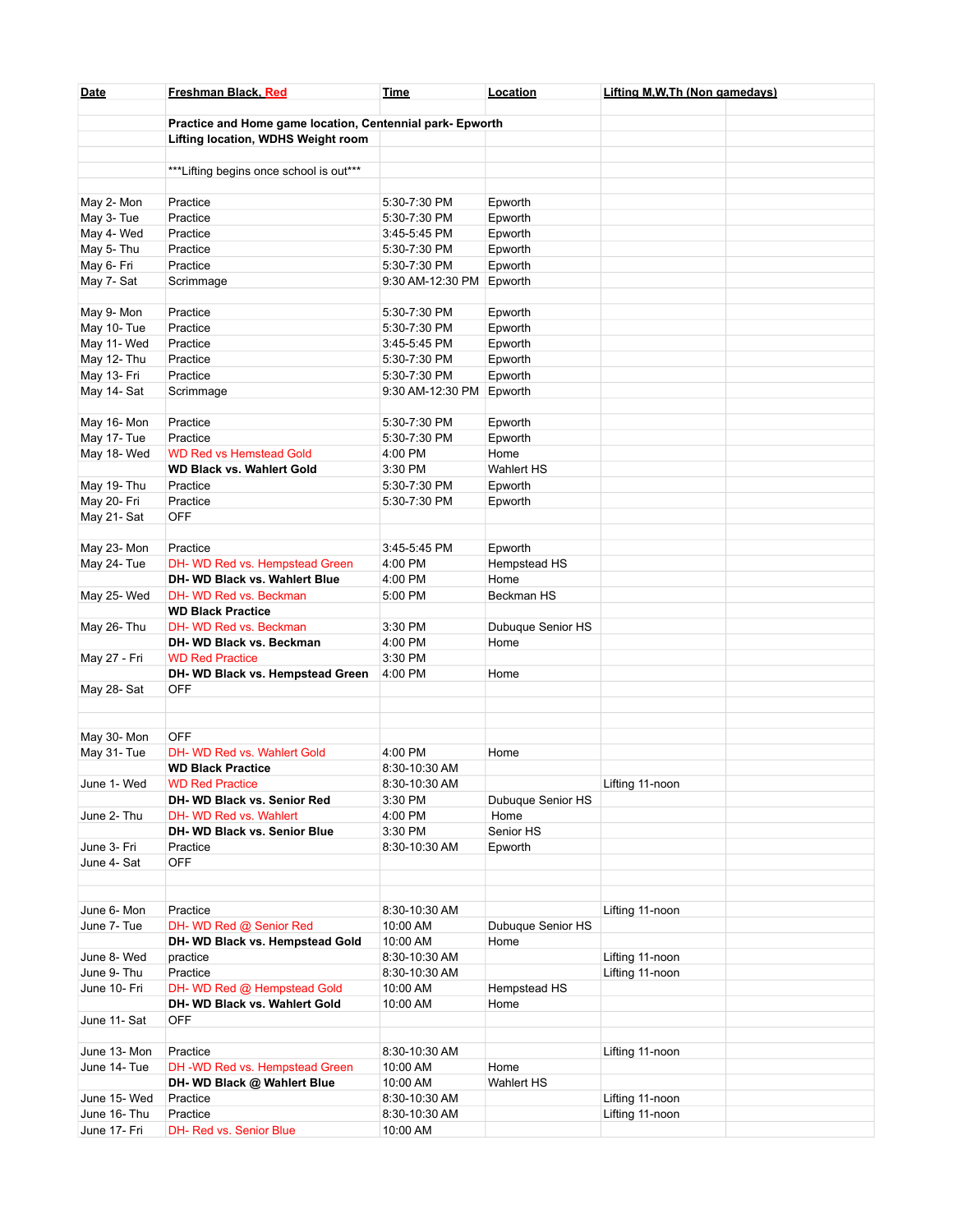| Date | Freshman Black, Red | Time | Location | Lifting M,W,Th (Non gamedays) | |
|---|---|---|---|---|---|
| | | | | | |
| | **Practice and Home game location, Centennial park- Epworth** | | | | |
| | **Lifting location, WDHS Weight room** | | | | |
| | | | | | |
| | ***Lifting begins once school is out*** | | | | |
| | | | | | |
| May 2- Mon | Practice | 5:30-7:30 PM | Epworth | | |
| May 3- Tue | Practice | 5:30-7:30 PM | Epworth | | |
| May 4- Wed | Practice | 3:45-5:45 PM | Epworth | | |
| May 5- Thu | Practice | 5:30-7:30 PM | Epworth | | |
| May 6- Fri | Practice | 5:30-7:30 PM | Epworth | | |
| May 7- Sat | Scrimmage | 9:30 AM-12:30 PM | Epworth | | |
| | | | | | |
| May 9- Mon | Practice | 5:30-7:30 PM | Epworth | | |
| May 10- Tue | Practice | 5:30-7:30 PM | Epworth | | |
| May 11- Wed | Practice | 3:45-5:45 PM | Epworth | | |
| May 12- Thu | Practice | 5:30-7:30 PM | Epworth | | |
| May 13- Fri | Practice | 5:30-7:30 PM | Epworth | | |
| May 14- Sat | Scrimmage | 9:30 AM-12:30 PM | Epworth | | |
| | | | | | |
| May 16- Mon | Practice | 5:30-7:30 PM | Epworth | | |
| May 17- Tue | Practice | 5:30-7:30 PM | Epworth | | |
| May 18- Wed | WD Red vs Hemstead Gold | 4:00 PM | Home | | |
| | **WD Black vs. Wahlert Gold** | 3:30 PM | Wahlert HS | | |
| May 19- Thu | Practice | 5:30-7:30 PM | Epworth | | |
| May 20- Fri | Practice | 5:30-7:30 PM | Epworth | | |
| May 21- Sat | OFF | | | | |
| | | | | | |
| May 23- Mon | Practice | 3:45-5:45 PM | Epworth | | |
| May 24- Tue | DH- WD Red vs. Hempstead Green | 4:00 PM | Hempstead HS | | |
| | **DH- WD Black vs. Wahlert Blue** | 4:00 PM | Home | | |
| May 25- Wed | DH- WD Red vs. Beckman | 5:00 PM | Beckman HS | | |
| | **WD Black Practice** | | | | |
| May 26- Thu | DH- WD Red vs. Beckman | 3:30 PM | Dubuque Senior HS | | |
| | **DH- WD Black vs. Beckman** | 4:00 PM | Home | | |
| May 27 - Fri | WD Red Practice | 3:30 PM | | | |
| | **DH- WD Black vs. Hempstead Green** | 4:00 PM | Home | | |
| May 28- Sat | OFF | | | | |
| | | | | | |
| | | | | | |
| May 30- Mon | OFF | | | | |
| May 31- Tue | DH- WD Red vs. Wahlert Gold | 4:00 PM | Home | | |
| | **WD Black Practice** | 8:30-10:30 AM | | | |
| June 1- Wed | WD Red Practice | 8:30-10:30 AM | | Lifting 11-noon | |
| | **DH- WD Black vs. Senior Red** | 3:30 PM | Dubuque Senior HS | | |
| June 2- Thu | DH- WD Red vs. Wahlert | 4:00 PM | Home | | |
| | **DH- WD Black vs. Senior Blue** | 3:30 PM | Senior HS | | |
| June 3- Fri | Practice | 8:30-10:30 AM | Epworth | | |
| June 4- Sat | OFF | | | | |
| | | | | | |
| | | | | | |
| June 6- Mon | Practice | 8:30-10:30 AM | | Lifting 11-noon | |
| June 7- Tue | DH- WD Red @ Senior Red | 10:00 AM | Dubuque Senior HS | | |
| | **DH- WD Black vs. Hempstead Gold** | 10:00 AM | Home | | |
| June 8- Wed | practice | 8:30-10:30 AM | | Lifting 11-noon | |
| June 9- Thu | Practice | 8:30-10:30 AM | | Lifting 11-noon | |
| June 10- Fri | DH- WD Red @ Hempstead Gold | 10:00 AM | Hempstead HS | | |
| | **DH- WD Black vs. Wahlert Gold** | 10:00 AM | Home | | |
| June 11- Sat | OFF | | | | |
| | | | | | |
| June 13- Mon | Practice | 8:30-10:30 AM | | Lifting 11-noon | |
| June 14- Tue | DH -WD Red vs. Hempstead Green | 10:00 AM | Home | | |
| | **DH- WD Black @ Wahlert Blue** | 10:00 AM | Wahlert HS | | |
| June 15- Wed | Practice | 8:30-10:30 AM | | Lifting 11-noon | |
| June 16- Thu | Practice | 8:30-10:30 AM | | Lifting 11-noon | |
| June 17- Fri | DH- Red vs. Senior Blue | 10:00 AM | | | |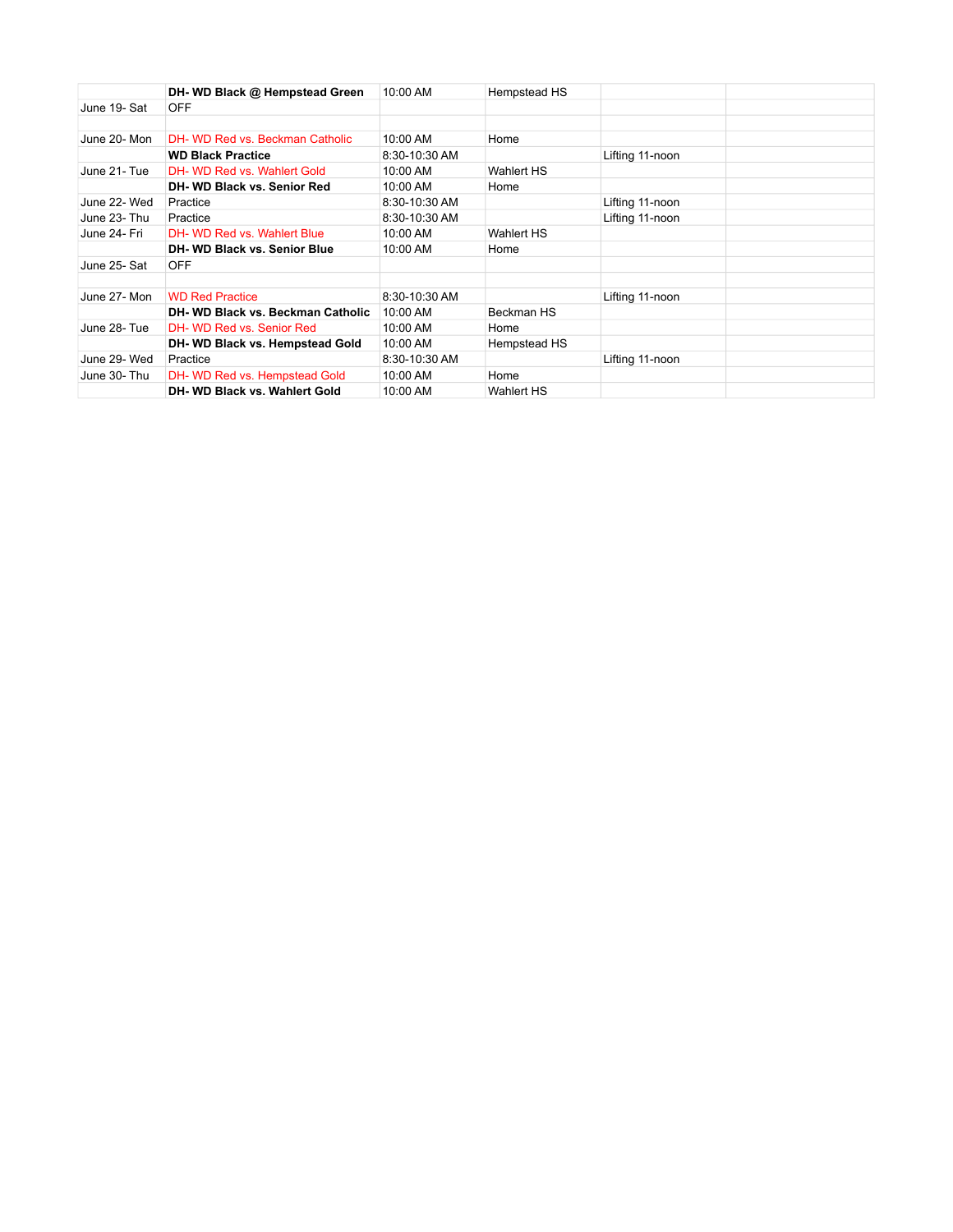|  |  |  |  |  |  |
|---|---|---|---|---|---|
|  | **DH- WD Black @ Hempstead Green** | 10:00 AM | Hempstead HS |  |  |
| June 19- Sat | OFF |  |  |  |  |
|  |  |  |  |  |  |
| June 20- Mon | DH- WD Red vs. Beckman Catholic | 10:00 AM | Home |  |  |
|  | **WD Black Practice** | 8:30-10:30 AM |  | Lifting 11-noon |  |
| June 21- Tue | DH- WD Red vs. Wahlert Gold | 10:00 AM | Wahlert HS |  |  |
|  | **DH- WD Black vs. Senior Red** | 10:00 AM | Home |  |  |
| June 22- Wed | Practice | 8:30-10:30 AM |  | Lifting 11-noon |  |
| June 23- Thu | Practice | 8:30-10:30 AM |  | Lifting 11-noon |  |
| June 24- Fri | DH- WD Red vs. Wahlert Blue | 10:00 AM | Wahlert HS |  |  |
|  | **DH- WD Black vs. Senior Blue** | 10:00 AM | Home |  |  |
| June 25- Sat | OFF |  |  |  |  |
|  |  |  |  |  |  |
| June 27- Mon | WD Red Practice | 8:30-10:30 AM |  | Lifting 11-noon |  |
|  | **DH- WD Black vs. Beckman Catholic** | 10:00 AM | Beckman HS |  |  |
| June 28- Tue | DH- WD Red vs. Senior Red | 10:00 AM | Home |  |  |
|  | **DH- WD Black vs. Hempstead Gold** | 10:00 AM | Hempstead HS |  |  |
| June 29- Wed | Practice | 8:30-10:30 AM |  | Lifting 11-noon |  |
| June 30- Thu | DH- WD Red vs. Hempstead Gold | 10:00 AM | Home |  |  |
|  | **DH- WD Black vs. Wahlert Gold** | 10:00 AM | Wahlert HS |  |  |